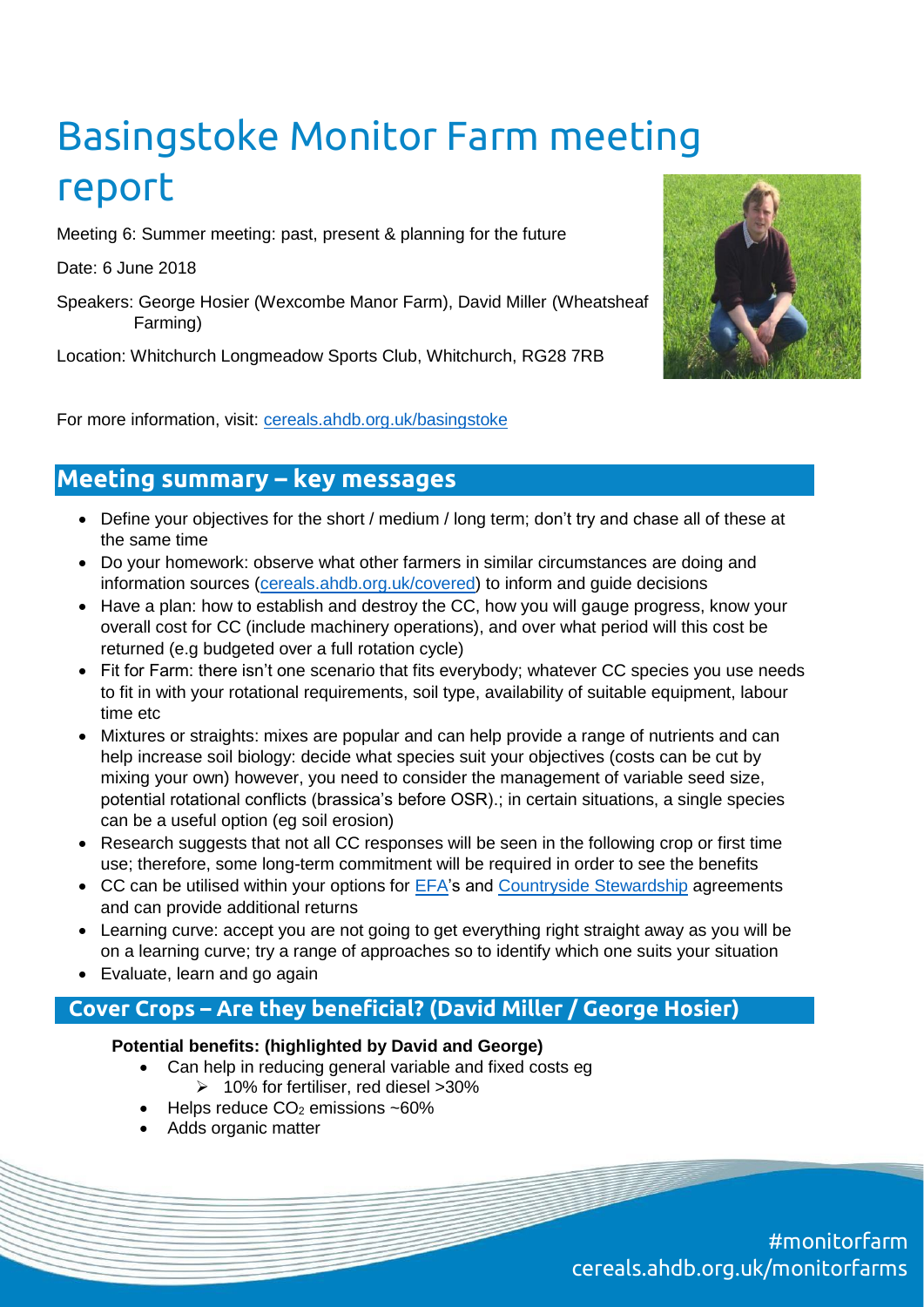# Basingstoke Monitor Farm meeting report

Meeting 6: Summer meeting: past, present & planning for the future

Date: 6 June 2018

Speakers: George Hosier (Wexcombe Manor Farm), David Miller (Wheatsheaf Farming)

Location: Whitchurch Longmeadow Sports Club, Whitchurch, RG28 7RB

For more information, visit: [cereals.ahdb.org.uk/basingstoke](cereals.ahdb.org.uk/basingstoke)

## Meeting summary – key messages

- Define your objectives for the short / medium / long term; don't try and chase all of these at the same time
- Do your homework: observe what other farmers in similar circumstances are doing and information sources ([cereals.ahdb.org.uk/covered](cereals.ahdb.org.uk/covered)) to inform and guide decisions
- Have a plan: how to establish and destroy the CC, how you will gauge progress, know your overall cost for CC (include machinery operations), and over what period will this cost be returned (e.g budgeted over a full rotation cycle)
- Fit for Farm: there isn't one scenario that fits everybody; whatever CC species you use needs to fit in with your rotational requirements, soil type, availability of suitable equipment, labour time etc
- Mixtures or straights: mixes are popular and can help provide a range of nutrients and can help increase soil biology: decide what species suit your objectives (costs can be cut by mixing your own) however, you need to consider the management of variable seed size, potential rotational conflicts (brassica's before OSR).; in certain situations, a single species can be a useful option (eg soil erosion)
- Research suggests that not all CC responses will be seen in the following crop or first time use; therefore, some long-term commitment will be required in order to see the benefits
- CC can be utilised within your options for EFA's and Countryside Stewardship agreements and can provide additional returns
- Learning curve: accept you are not going to get everything right straight away as you will be on a learning curve; try a range of approaches so to identify which one suits your situation
- Evaluate, learn and go again

## Cover Crops – Are they beneficial? (David Miller / George Hosier)

**Potential benefits: (highlighted by David and George)**

- Can help in reducing general variable and fixed costs eg
  - 10% for fertiliser, red diesel >30%
- Helps reduce $CO_2$ emissions ~60%
- Adds organic matter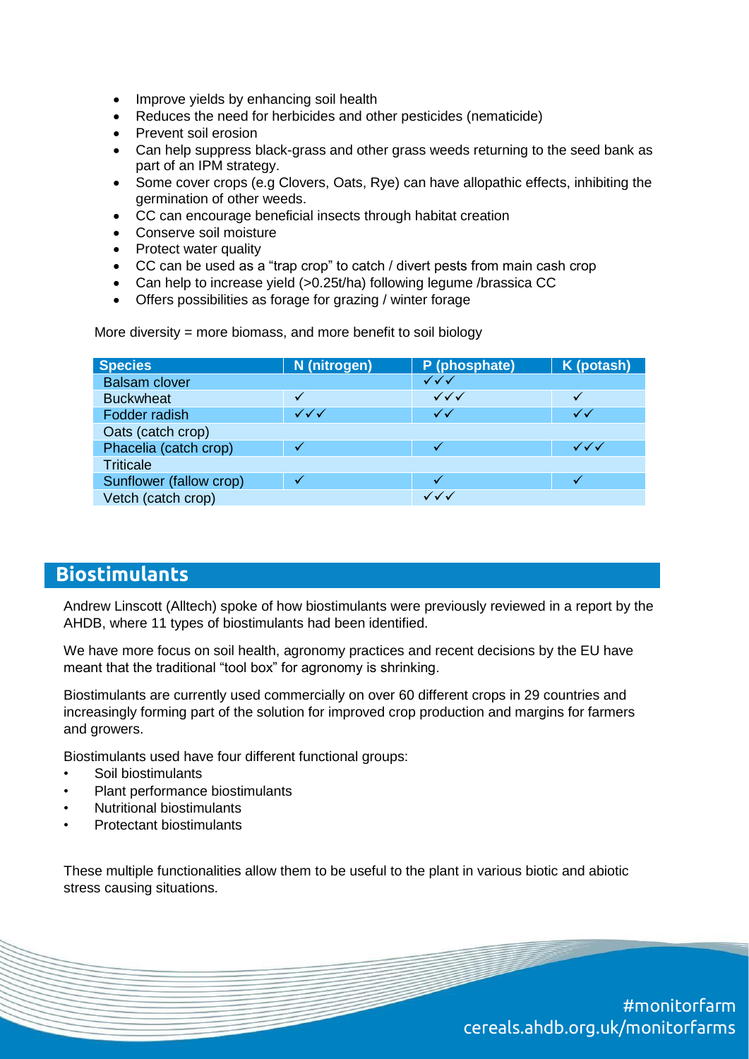- Improve yields by enhancing soil health
- Reduces the need for herbicides and other pesticides (nematicide)
- Prevent soil erosion
- Can help suppress black-grass and other grass weeds returning to the seed bank as part of an IPM strategy.
- Some cover crops (e.g Clovers, Oats, Rye) can have allopathic effects, inhibiting the germination of other weeds.
- CC can encourage beneficial insects through habitat creation
- Conserve soil moisture
- Protect water quality
- CC can be used as a "trap crop" to catch / divert pests from main cash crop
- Can help to increase yield (>0.25t/ha) following legume /brassica CC
- Offers possibilities as forage for grazing / winter forage

More diversity = more biomass, and more benefit to soil biology

| Species | N (nitrogen) | P (phosphate) | K (potash) |
|---|---|---|---|
| Balsam clover | | ✓✓✓ | |
| Buckwheat | ✓ | ✓✓✓ | ✓ |
| Fodder radish | ✓✓✓ | ✓✓ | ✓✓ |
| Oats (catch crop) | | | |
| Phacelia (catch crop) | ✓ | ✓ | ✓✓✓ |
| Triticale | | | |
| Sunflower (fallow crop) | ✓ | ✓ | ✓ |
| Vetch (catch crop) | | ✓✓✓ | |

## Biostimulants

Andrew Linscott (Alltech) spoke of how biostimulants were previously reviewed in a report by the AHDB, where 11 types of biostimulants had been identified.

We have more focus on soil health, agronomy practices and recent decisions by the EU have meant that the traditional "tool box" for agronomy is shrinking.

Biostimulants are currently used commercially on over 60 different crops in 29 countries and increasingly forming part of the solution for improved crop production and margins for farmers and growers.

Biostimulants used have four different functional groups:

- Soil biostimulants
- Plant performance biostimulants
- Nutritional biostimulants
- Protectant biostimulants

These multiple functionalities allow them to be useful to the plant in various biotic and abiotic stress causing situations.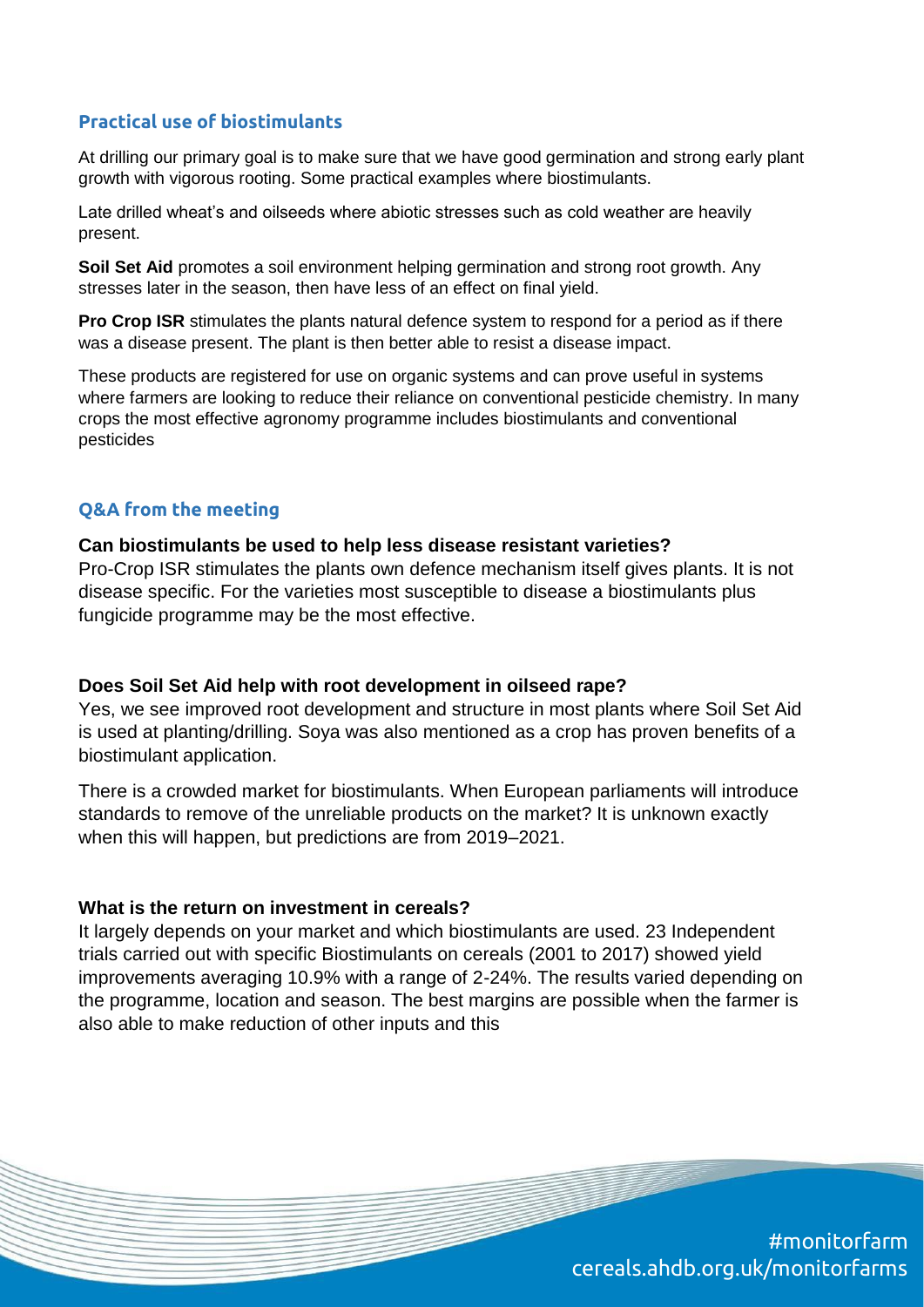## Practical use of biostimulants

At drilling our primary goal is to make sure that we have good germination and strong early plant growth with vigorous rooting. Some practical examples where biostimulants.

Late drilled wheat's and oilseeds where abiotic stresses such as cold weather are heavily present.

**Soil Set Aid** promotes a soil environment helping germination and strong root growth. Any stresses later in the season, then have less of an effect on final yield.

**Pro Crop ISR** stimulates the plants natural defence system to respond for a period as if there was a disease present. The plant is then better able to resist a disease impact.

These products are registered for use on organic systems and can prove useful in systems where farmers are looking to reduce their reliance on conventional pesticide chemistry. In many crops the most effective agronomy programme includes biostimulants and conventional pesticides

## Q&A from the meeting

**Can biostimulants be used to help less disease resistant varieties?**
Pro-Crop ISR stimulates the plants own defence mechanism itself gives plants. It is not disease specific. For the varieties most susceptible to disease a biostimulants plus fungicide programme may be the most effective.

**Does Soil Set Aid help with root development in oilseed rape?**
Yes, we see improved root development and structure in most plants where Soil Set Aid is used at planting/drilling. Soya was also mentioned as a crop has proven benefits of a biostimulant application.

There is a crowded market for biostimulants. When European parliaments will introduce standards to remove of the unreliable products on the market? It is unknown exactly when this will happen, but predictions are from 2019–2021.

**What is the return on investment in cereals?**
It largely depends on your market and which biostimulants are used. 23 Independent trials carried out with specific Biostimulants on cereals (2001 to 2017) showed yield improvements averaging 10.9% with a range of 2-24%. The results varied depending on the programme, location and season. The best margins are possible when the farmer is also able to make reduction of other inputs and this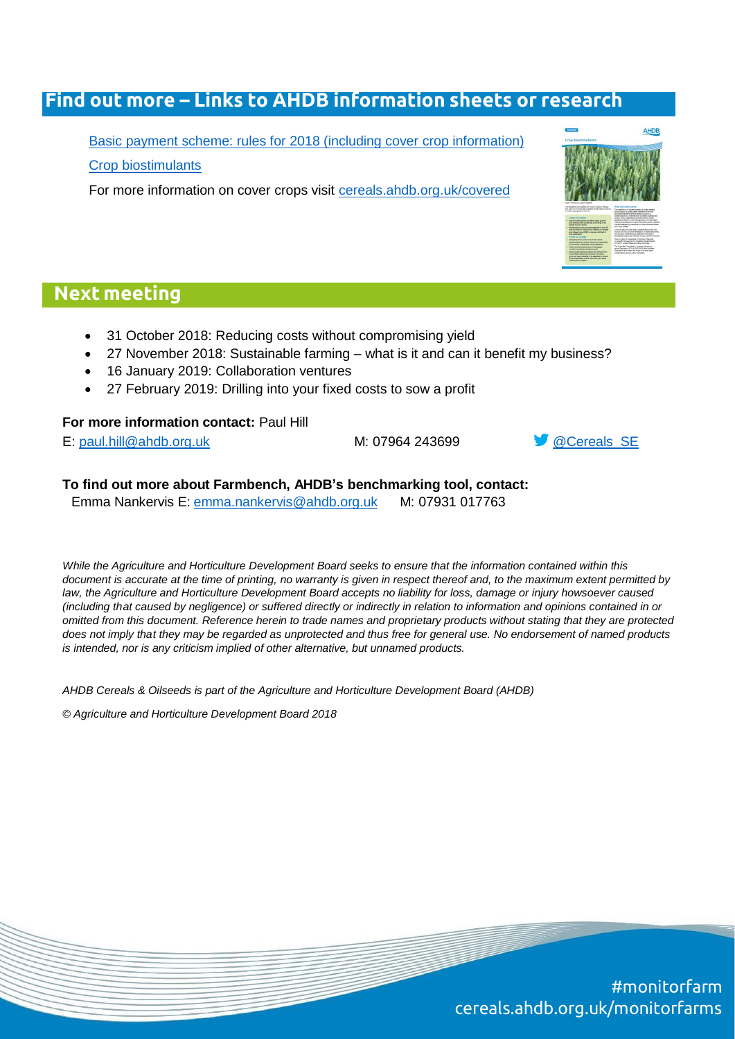## Find out more – Links to AHDB information sheets or research

[Basic payment scheme: rules for 2018 (including cover crop information)]

[Crop biostimulants]

For more information on cover crops visit cereals.ahdb.org.uk/covered

## Next meeting

- 31 October 2018: Reducing costs without compromising yield
- 27 November 2018: Sustainable farming – what is it and can it benefit my business?
- 16 January 2019: Collaboration ventures
- 27 February 2019: Drilling into your fixed costs to sow a profit

**For more information contact:** Paul Hill

E: paul.hill@ahdb.org.uk M: 07964 243699 @Cereals_SE

**To find out more about Farmbench, AHDB's benchmarking tool, contact:**

Emma Nankervis E: emma.nankervis@ahdb.org.uk M: 07931 017763

*While the Agriculture and Horticulture Development Board seeks to ensure that the information contained within this document is accurate at the time of printing, no warranty is given in respect thereof and, to the maximum extent permitted by law, the Agriculture and Horticulture Development Board accepts no liability for loss, damage or injury howsoever caused (including that caused by negligence) or suffered directly or indirectly in relation to information and opinions contained in or omitted from this document. Reference herein to trade names and proprietary products without stating that they are protected does not imply that they may be regarded as unprotected and thus free for general use. No endorsement of named products is intended, nor is any criticism implied of other alternative, but unnamed products.*

*AHDB Cereals & Oilseeds is part of the Agriculture and Horticulture Development Board (AHDB)*

*© Agriculture and Horticulture Development Board 2018*

#monitorfarm
cereals.ahdb.org.uk/monitorfarms